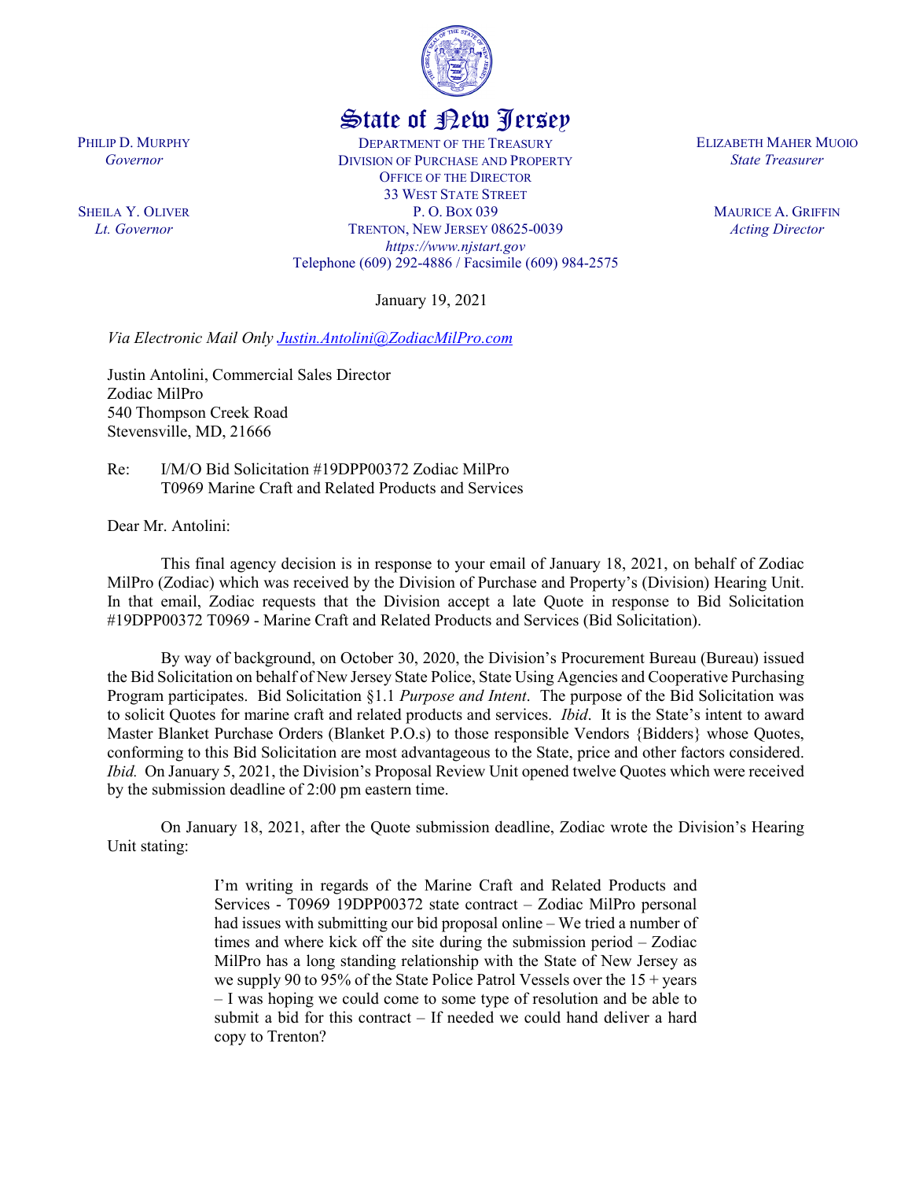# State of New Jersey

PHILIP D. MURPHY
*Governor*

SHEILA Y. OLIVER
*Lt. Governor*

DEPARTMENT OF THE TREASURY
DIVISION OF PURCHASE AND PROPERTY
OFFICE OF THE DIRECTOR
33 WEST STATE STREET
P. O. BOX 039
TRENTON, NEW JERSEY 08625-0039
*https://www.njstart.gov*
Telephone (609) 292-4886 / Facsimile (609) 984-2575

ELIZABETH MAHER MUOIO
*State Treasurer*

MAURICE A. GRIFFIN
*Acting Director*

January 19, 2021

*Via Electronic Mail Only Justin.Antolini@ZodiacMilPro.com*

Justin Antolini, Commercial Sales Director
Zodiac MilPro
540 Thompson Creek Road
Stevensville, MD, 21666

Re: I/M/O Bid Solicitation #19DPP00372 Zodiac MilPro
T0969 Marine Craft and Related Products and Services

Dear Mr. Antolini:

This final agency decision is in response to your email of January 18, 2021, on behalf of Zodiac MilPro (Zodiac) which was received by the Division of Purchase and Property's (Division) Hearing Unit. In that email, Zodiac requests that the Division accept a late Quote in response to Bid Solicitation #19DPP00372 T0969 - Marine Craft and Related Products and Services (Bid Solicitation).

By way of background, on October 30, 2020, the Division's Procurement Bureau (Bureau) issued the Bid Solicitation on behalf of New Jersey State Police, State Using Agencies and Cooperative Purchasing Program participates. Bid Solicitation §1.1 *Purpose and Intent*. The purpose of the Bid Solicitation was to solicit Quotes for marine craft and related products and services. *Ibid*. It is the State's intent to award Master Blanket Purchase Orders (Blanket P.O.s) to those responsible Vendors {Bidders} whose Quotes, conforming to this Bid Solicitation are most advantageous to the State, price and other factors considered. *Ibid.* On January 5, 2021, the Division's Proposal Review Unit opened twelve Quotes which were received by the submission deadline of 2:00 pm eastern time.

On January 18, 2021, after the Quote submission deadline, Zodiac wrote the Division's Hearing Unit stating:

> I'm writing in regards of the Marine Craft and Related Products and Services - T0969 19DPP00372 state contract – Zodiac MilPro personal had issues with submitting our bid proposal online – We tried a number of times and where kick off the site during the submission period – Zodiac MilPro has a long standing relationship with the State of New Jersey as we supply 90 to 95% of the State Police Patrol Vessels over the 15 + years – I was hoping we could come to some type of resolution and be able to submit a bid for this contract – If needed we could hand deliver a hard copy to Trenton?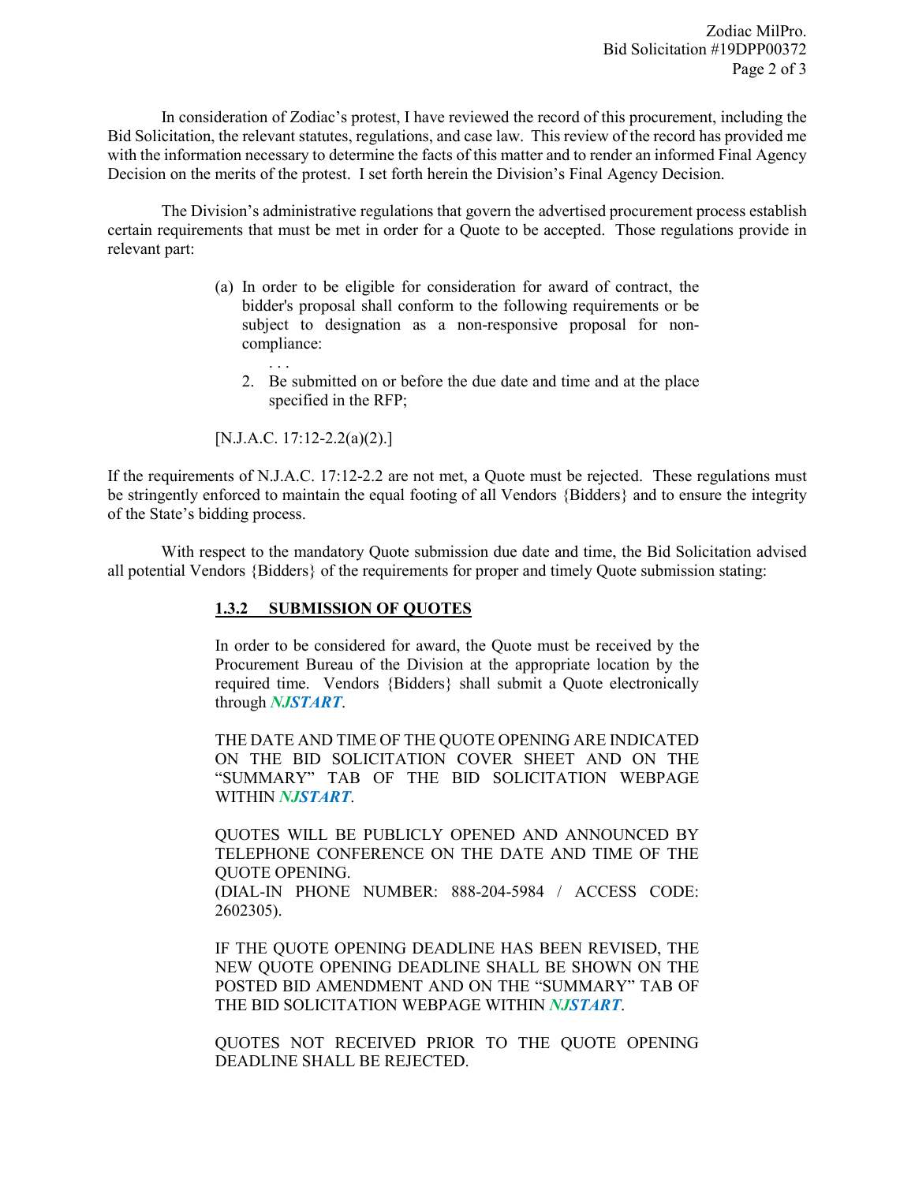In consideration of Zodiac's protest, I have reviewed the record of this procurement, including the Bid Solicitation, the relevant statutes, regulations, and case law. This review of the record has provided me with the information necessary to determine the facts of this matter and to render an informed Final Agency Decision on the merits of the protest. I set forth herein the Division's Final Agency Decision.

The Division's administrative regulations that govern the advertised procurement process establish certain requirements that must be met in order for a Quote to be accepted. Those regulations provide in relevant part:

> (a) In order to be eligible for consideration for award of contract, the bidder's proposal shall conform to the following requirements or be subject to designation as a non-responsive proposal for non-compliance:
>
> . . .
>
> 2. Be submitted on or before the due date and time and at the place specified in the RFP;
>
> [N.J.A.C. 17:12-2.2(a)(2).]

If the requirements of N.J.A.C. 17:12-2.2 are not met, a Quote must be rejected. These regulations must be stringently enforced to maintain the equal footing of all Vendors {Bidders} and to ensure the integrity of the State's bidding process.

With respect to the mandatory Quote submission due date and time, the Bid Solicitation advised all potential Vendors {Bidders} of the requirements for proper and timely Quote submission stating:

> **<u>1.3.2 SUBMISSION OF QUOTES</u>**
>
> In order to be considered for award, the Quote must be received by the Procurement Bureau of the Division at the appropriate location by the required time. Vendors {Bidders} shall submit a Quote electronically through ***NJSTART***.
>
> THE DATE AND TIME OF THE QUOTE OPENING ARE INDICATED ON THE BID SOLICITATION COVER SHEET AND ON THE "SUMMARY" TAB OF THE BID SOLICITATION WEBPAGE WITHIN ***NJSTART***.
>
> QUOTES WILL BE PUBLICLY OPENED AND ANNOUNCED BY TELEPHONE CONFERENCE ON THE DATE AND TIME OF THE QUOTE OPENING.
> (DIAL-IN PHONE NUMBER: 888-204-5984 / ACCESS CODE: 2602305).
>
> IF THE QUOTE OPENING DEADLINE HAS BEEN REVISED, THE NEW QUOTE OPENING DEADLINE SHALL BE SHOWN ON THE POSTED BID AMENDMENT AND ON THE "SUMMARY" TAB OF THE BID SOLICITATION WEBPAGE WITHIN ***NJSTART***.
>
> QUOTES NOT RECEIVED PRIOR TO THE QUOTE OPENING DEADLINE SHALL BE REJECTED.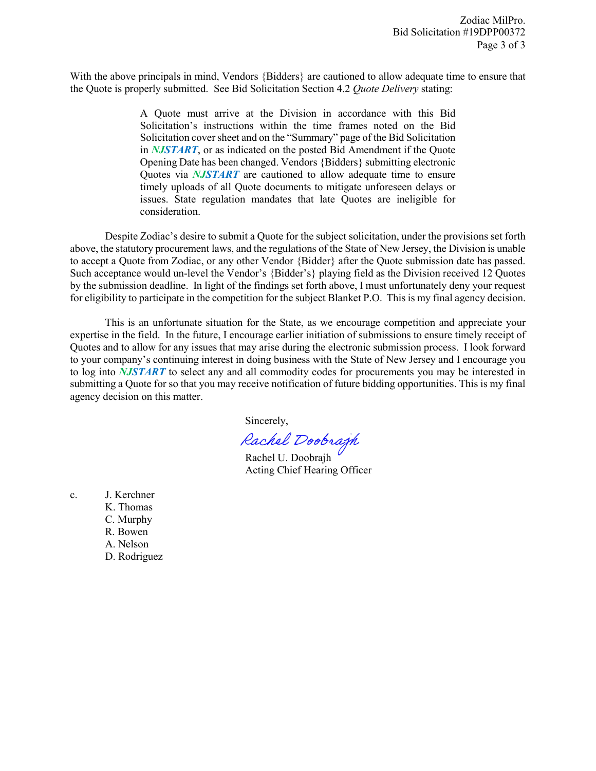With the above principals in mind, Vendors {Bidders} are cautioned to allow adequate time to ensure that the Quote is properly submitted. See Bid Solicitation Section 4.2 *Quote Delivery* stating:

> A Quote must arrive at the Division in accordance with this Bid Solicitation's instructions within the time frames noted on the Bid Solicitation cover sheet and on the "Summary" page of the Bid Solicitation in ***NJSTART***, or as indicated on the posted Bid Amendment if the Quote Opening Date has been changed. Vendors {Bidders} submitting electronic Quotes via ***NJSTART*** are cautioned to allow adequate time to ensure timely uploads of all Quote documents to mitigate unforeseen delays or issues. State regulation mandates that late Quotes are ineligible for consideration.

Despite Zodiac's desire to submit a Quote for the subject solicitation, under the provisions set forth above, the statutory procurement laws, and the regulations of the State of New Jersey, the Division is unable to accept a Quote from Zodiac, or any other Vendor {Bidder} after the Quote submission date has passed. Such acceptance would un-level the Vendor's {Bidder's} playing field as the Division received 12 Quotes by the submission deadline. In light of the findings set forth above, I must unfortunately deny your request for eligibility to participate in the competition for the subject Blanket P.O. This is my final agency decision.

This is an unfortunate situation for the State, as we encourage competition and appreciate your expertise in the field. In the future, I encourage earlier initiation of submissions to ensure timely receipt of Quotes and to allow for any issues that may arise during the electronic submission process. I look forward to your company's continuing interest in doing business with the State of New Jersey and I encourage you to log into ***NJSTART*** to select any and all commodity codes for procurements you may be interested in submitting a Quote for so that you may receive notification of future bidding opportunities. This is my final agency decision on this matter.

Sincerely,

*Rachel Doobrajh*

Rachel U. Doobrajh
Acting Chief Hearing Officer

c. J. Kerchner
K. Thomas
C. Murphy
R. Bowen
A. Nelson
D. Rodriguez